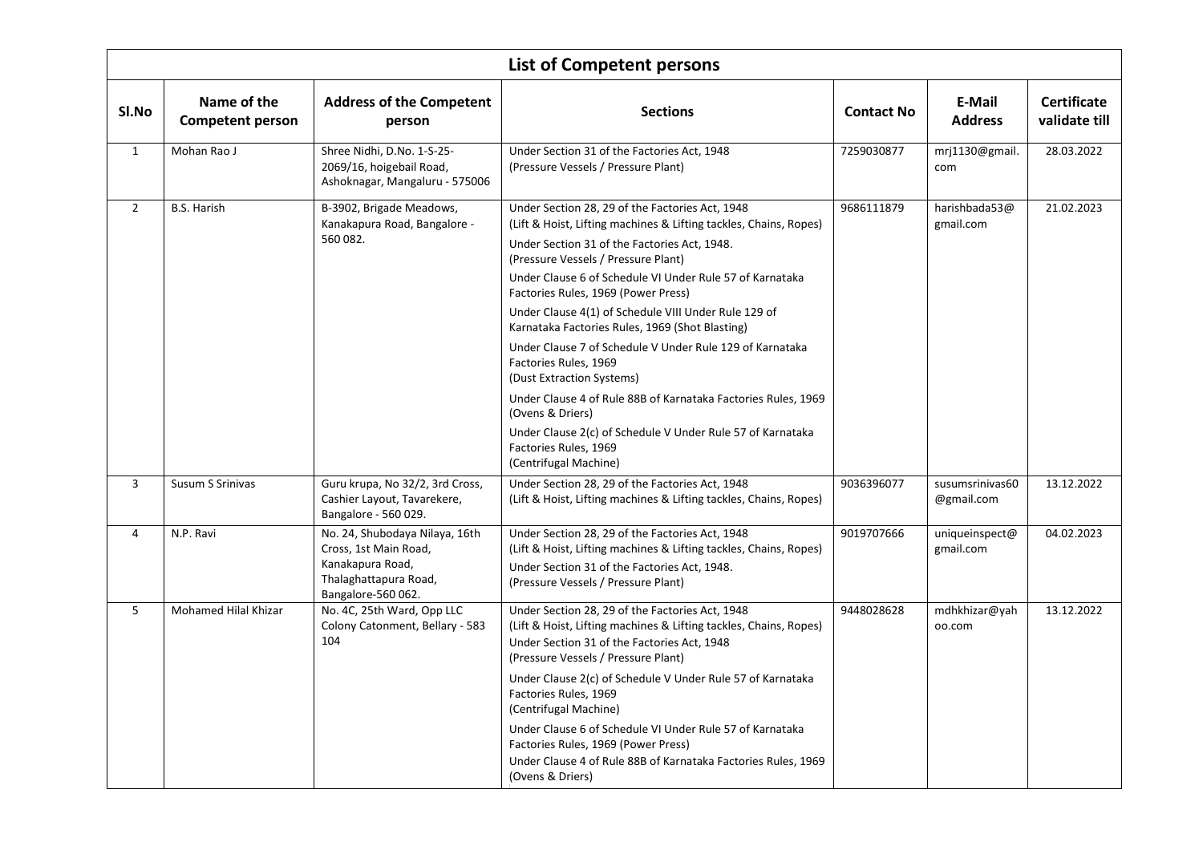| List of Competent persons | | | | | | |
|---|---|---|---|---|---|---|
| **Sl.No** | **Name of the Competent person** | **Address of the Competent person** | **Sections** | **Contact No** | **E-Mail Address** | **Certificate validate till** |
| 1 | Mohan Rao J | Shree Nidhi, D.No. 1-S-25-2069/16, hoigebail Road, Ashoknagar, Mangaluru - 575006 | Under Section 31 of the Factories Act, 1948 (Pressure Vessels / Pressure Plant) | 7259030877 | mrj1130@gmail.com | 28.03.2022 |
| 2 | B.S. Harish | B-3902, Brigade Meadows, Kanakapura Road, Bangalore - 560 082. | Under Section 28, 29 of the Factories Act, 1948 (Lift & Hoist, Lifting machines & Lifting tackles, Chains, Ropes)<br>Under Section 31 of the Factories Act, 1948. (Pressure Vessels / Pressure Plant)<br>Under Clause 6 of Schedule VI Under Rule 57 of Karnataka Factories Rules, 1969 (Power Press)<br>Under Clause 4(1) of Schedule VIII Under Rule 129 of Karnataka Factories Rules, 1969 (Shot Blasting)<br>Under Clause 7 of Schedule V Under Rule 129 of Karnataka Factories Rules, 1969 (Dust Extraction Systems)<br>Under Clause 4 of Rule 88B of Karnataka Factories Rules, 1969 (Ovens & Driers)<br>Under Clause 2(c) of Schedule V Under Rule 57 of Karnataka Factories Rules, 1969 (Centrifugal Machine) | 9686111879 | harishbada53@gmail.com | 21.02.2023 |
| 3 | Susum S Srinivas | Guru krupa, No 32/2, 3rd Cross, Cashier Layout, Tavarekere, Bangalore - 560 029. | Under Section 28, 29 of the Factories Act, 1948 (Lift & Hoist, Lifting machines & Lifting tackles, Chains, Ropes) | 9036396077 | susumsrinivas60@gmail.com | 13.12.2022 |
| 4 | N.P. Ravi | No. 24, Shubodaya Nilaya, 16th Cross, 1st Main Road, Kanakapura Road, Thalaghattapura Road, Bangalore-560 062. | Under Section 28, 29 of the Factories Act, 1948 (Lift & Hoist, Lifting machines & Lifting tackles, Chains, Ropes)<br>Under Section 31 of the Factories Act, 1948. (Pressure Vessels / Pressure Plant) | 9019707666 | uniqueinspect@gmail.com | 04.02.2023 |
| 5 | Mohamed Hilal Khizar | No. 4C, 25th Ward, Opp LLC Colony Catonment, Bellary - 583 104 | Under Section 28, 29 of the Factories Act, 1948 (Lift & Hoist, Lifting machines & Lifting tackles, Chains, Ropes)<br>Under Section 31 of the Factories Act, 1948 (Pressure Vessels / Pressure Plant)<br>Under Clause 2(c) of Schedule V Under Rule 57 of Karnataka Factories Rules, 1969 (Centrifugal Machine)<br>Under Clause 6 of Schedule VI Under Rule 57 of Karnataka Factories Rules, 1969 (Power Press)<br>Under Clause 4 of Rule 88B of Karnataka Factories Rules, 1969 (Ovens & Driers) | 9448028628 | mdhkhizar@yahoo.com | 13.12.2022 |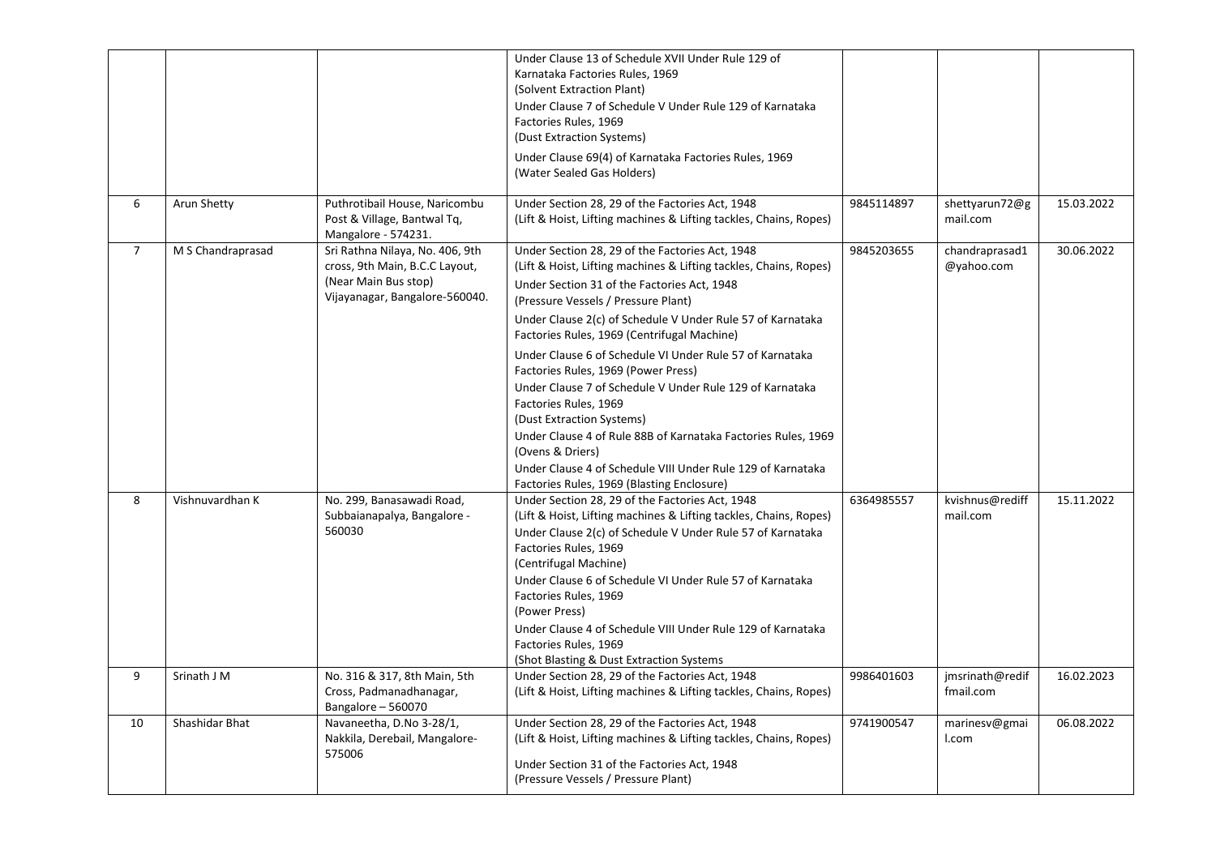| | | | | | | |
|---|---|---|---|---|---|---|
| | | | Under Clause 13 of Schedule XVII Under Rule 129 of Karnataka Factories Rules, 1969 (Solvent Extraction Plant)<br>Under Clause 7 of Schedule V Under Rule 129 of Karnataka Factories Rules, 1969 (Dust Extraction Systems)<br>Under Clause 69(4) of Karnataka Factories Rules, 1969 (Water Sealed Gas Holders) | | | |
| 6 | Arun Shetty | Puthrotibail House, Naricombu Post & Village, Bantwal Tq, Mangalore - 574231. | Under Section 28, 29 of the Factories Act, 1948 (Lift & Hoist, Lifting machines & Lifting tackles, Chains, Ropes) | 9845114897 | shettyarun72@gmail.com | 15.03.2022 |
| 7 | M S Chandraprasad | Sri Rathna Nilaya, No. 406, 9th cross, 9th Main, B.C.C Layout, (Near Main Bus stop) Vijayanagar, Bangalore-560040. | Under Section 28, 29 of the Factories Act, 1948 (Lift & Hoist, Lifting machines & Lifting tackles, Chains, Ropes)<br>Under Section 31 of the Factories Act, 1948 (Pressure Vessels / Pressure Plant)<br>Under Clause 2(c) of Schedule V Under Rule 57 of Karnataka Factories Rules, 1969 (Centrifugal Machine)<br>Under Clause 6 of Schedule VI Under Rule 57 of Karnataka Factories Rules, 1969 (Power Press)<br>Under Clause 7 of Schedule V Under Rule 129 of Karnataka Factories Rules, 1969 (Dust Extraction Systems)<br>Under Clause 4 of Rule 88B of Karnataka Factories Rules, 1969 (Ovens & Driers)<br>Under Clause 4 of Schedule VIII Under Rule 129 of Karnataka Factories Rules, 1969 (Blasting Enclosure) | 9845203655 | chandraprasad1@yahoo.com | 30.06.2022 |
| 8 | Vishnuvardhan K | No. 299, Banasawadi Road, Subbaianapalya, Bangalore - 560030 | Under Section 28, 29 of the Factories Act, 1948 (Lift & Hoist, Lifting machines & Lifting tackles, Chains, Ropes)<br>Under Clause 2(c) of Schedule V Under Rule 57 of Karnataka Factories Rules, 1969 (Centrifugal Machine)<br>Under Clause 6 of Schedule VI Under Rule 57 of Karnataka Factories Rules, 1969 (Power Press)<br>Under Clause 4 of Schedule VIII Under Rule 129 of Karnataka Factories Rules, 1969 (Shot Blasting & Dust Extraction Systems | 6364985557 | kvishnus@rediffmail.com | 15.11.2022 |
| 9 | Srinath J M | No. 316 & 317, 8th Main, 5th Cross, Padmanadhanagar, Bangalore – 560070 | Under Section 28, 29 of the Factories Act, 1948 (Lift & Hoist, Lifting machines & Lifting tackles, Chains, Ropes) | 9986401603 | jmsrinath@rediffmail.com | 16.02.2023 |
| 10 | Shashidar Bhat | Navaneetha, D.No 3-28/1, Nakkila, Derebail, Mangalore-575006 | Under Section 28, 29 of the Factories Act, 1948 (Lift & Hoist, Lifting machines & Lifting tackles, Chains, Ropes)<br>Under Section 31 of the Factories Act, 1948 (Pressure Vessels / Pressure Plant) | 9741900547 | marinesv@gmail.com | 06.08.2022 |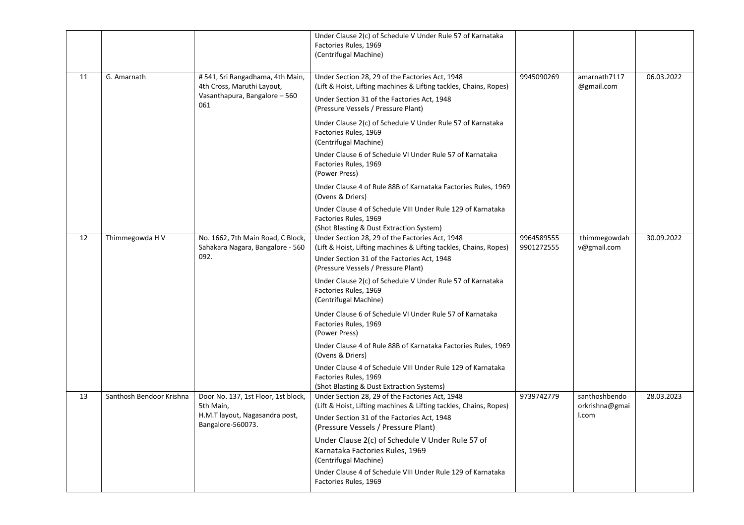| | | | | | | |
|---|---|---|---|---|---|---|
| | | | Under Clause 2(c) of Schedule V Under Rule 57 of Karnataka Factories Rules, 1969 (Centrifugal Machine) | | | |
| 11 | G. Amarnath | # 541, Sri Rangadhama, 4th Main, 4th Cross, Maruthi Layout, Vasanthapura, Bangalore – 560 061 | Under Section 28, 29 of the Factories Act, 1948 (Lift & Hoist, Lifting machines & Lifting tackles, Chains, Ropes)<br>Under Section 31 of the Factories Act, 1948 (Pressure Vessels / Pressure Plant)<br>Under Clause 2(c) of Schedule V Under Rule 57 of Karnataka Factories Rules, 1969 (Centrifugal Machine)<br>Under Clause 6 of Schedule VI Under Rule 57 of Karnataka Factories Rules, 1969 (Power Press)<br>Under Clause 4 of Rule 88B of Karnataka Factories Rules, 1969 (Ovens & Driers)<br>Under Clause 4 of Schedule VIII Under Rule 129 of Karnataka Factories Rules, 1969 (Shot Blasting & Dust Extraction System) | 9945090269 | amarnath7117@gmail.com | 06.03.2022 |
| 12 | Thimmegowda H V | No. 1662, 7th Main Road, C Block, Sahakara Nagara, Bangalore - 560 092. | Under Section 28, 29 of the Factories Act, 1948 (Lift & Hoist, Lifting machines & Lifting tackles, Chains, Ropes)<br>Under Section 31 of the Factories Act, 1948 (Pressure Vessels / Pressure Plant)<br>Under Clause 2(c) of Schedule V Under Rule 57 of Karnataka Factories Rules, 1969 (Centrifugal Machine)<br>Under Clause 6 of Schedule VI Under Rule 57 of Karnataka Factories Rules, 1969 (Power Press)<br>Under Clause 4 of Rule 88B of Karnataka Factories Rules, 1969 (Ovens & Driers)<br>Under Clause 4 of Schedule VIII Under Rule 129 of Karnataka Factories Rules, 1969 (Shot Blasting & Dust Extraction Systems) | 9964589555<br>9901272555 | thimmegowdahv@gmail.com | 30.09.2022 |
| 13 | Santhosh Bendoor Krishna | Door No. 137, 1st Floor, 1st block, 5th Main, H.M.T layout, Nagasandra post, Bangalore-560073. | Under Section 28, 29 of the Factories Act, 1948 (Lift & Hoist, Lifting machines & Lifting tackles, Chains, Ropes)<br>Under Section 31 of the Factories Act, 1948 (Pressure Vessels / Pressure Plant)<br>Under Clause 2(c) of Schedule V Under Rule 57 of Karnataka Factories Rules, 1969 (Centrifugal Machine)<br>Under Clause 4 of Schedule VIII Under Rule 129 of Karnataka Factories Rules, 1969 | 9739742779 | santhoshbendoorkrishna@gmail.com | 28.03.2023 |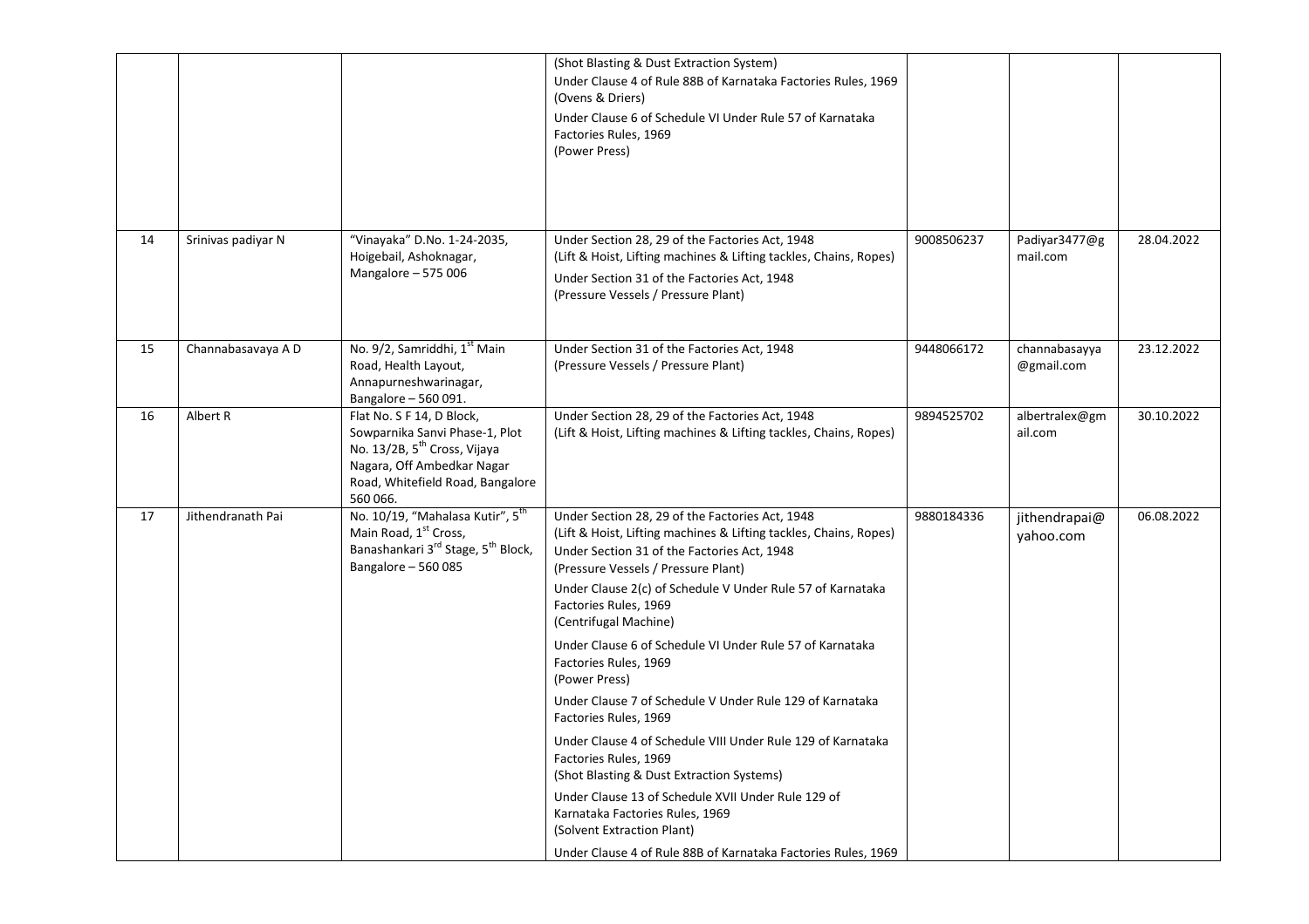| | | | | | | |
|---|---|---|---|---|---|---|
| | | | (Shot Blasting & Dust Extraction System)<br>Under Clause 4 of Rule 88B of Karnataka Factories Rules, 1969<br>(Ovens & Driers)<br>Under Clause 6 of Schedule VI Under Rule 57 of Karnataka Factories Rules, 1969<br>(Power Press) | | | |
| 14 | Srinivas padiyar N | "Vinayaka" D.No. 1-24-2035, Hoigebail, Ashoknagar, Mangalore – 575 006 | Under Section 28, 29 of the Factories Act, 1948<br>(Lift & Hoist, Lifting machines & Lifting tackles, Chains, Ropes)<br>Under Section 31 of the Factories Act, 1948<br>(Pressure Vessels / Pressure Plant) | 9008506237 | Padiyar3477@gmail.com | 28.04.2022 |
| 15 | Channabasavaya A D | No. 9/2, Samriddhi, 1st Main Road, Health Layout, Annapurneshwarinagar, Bangalore – 560 091. | Under Section 31 of the Factories Act, 1948<br>(Pressure Vessels / Pressure Plant) | 9448066172 | channabasayya@gmail.com | 23.12.2022 |
| 16 | Albert R | Flat No. S F 14, D Block, Sowparnika Sanvi Phase-1, Plot No. 13/2B, 5th Cross, Vijaya Nagara, Off Ambedkar Nagar Road, Whitefield Road, Bangalore 560 066. | Under Section 28, 29 of the Factories Act, 1948<br>(Lift & Hoist, Lifting machines & Lifting tackles, Chains, Ropes) | 9894525702 | albertralex@gmail.com | 30.10.2022 |
| 17 | Jithendranath Pai | No. 10/19, "Mahalasa Kutir", 5th Main Road, 1st Cross, Banashankari 3rd Stage, 5th Block, Bangalore – 560 085 | Under Section 28, 29 of the Factories Act, 1948<br>(Lift & Hoist, Lifting machines & Lifting tackles, Chains, Ropes)<br>Under Section 31 of the Factories Act, 1948<br>(Pressure Vessels / Pressure Plant)<br>Under Clause 2(c) of Schedule V Under Rule 57 of Karnataka Factories Rules, 1969<br>(Centrifugal Machine)<br>Under Clause 6 of Schedule VI Under Rule 57 of Karnataka Factories Rules, 1969<br>(Power Press)<br>Under Clause 7 of Schedule V Under Rule 129 of Karnataka Factories Rules, 1969<br>Under Clause 4 of Schedule VIII Under Rule 129 of Karnataka Factories Rules, 1969<br>(Shot Blasting & Dust Extraction Systems)<br>Under Clause 13 of Schedule XVII Under Rule 129 of Karnataka Factories Rules, 1969<br>(Solvent Extraction Plant)<br>Under Clause 4 of Rule 88B of Karnataka Factories Rules, 1969 | 9880184336 | jithendrapai@yahoo.com | 06.08.2022 |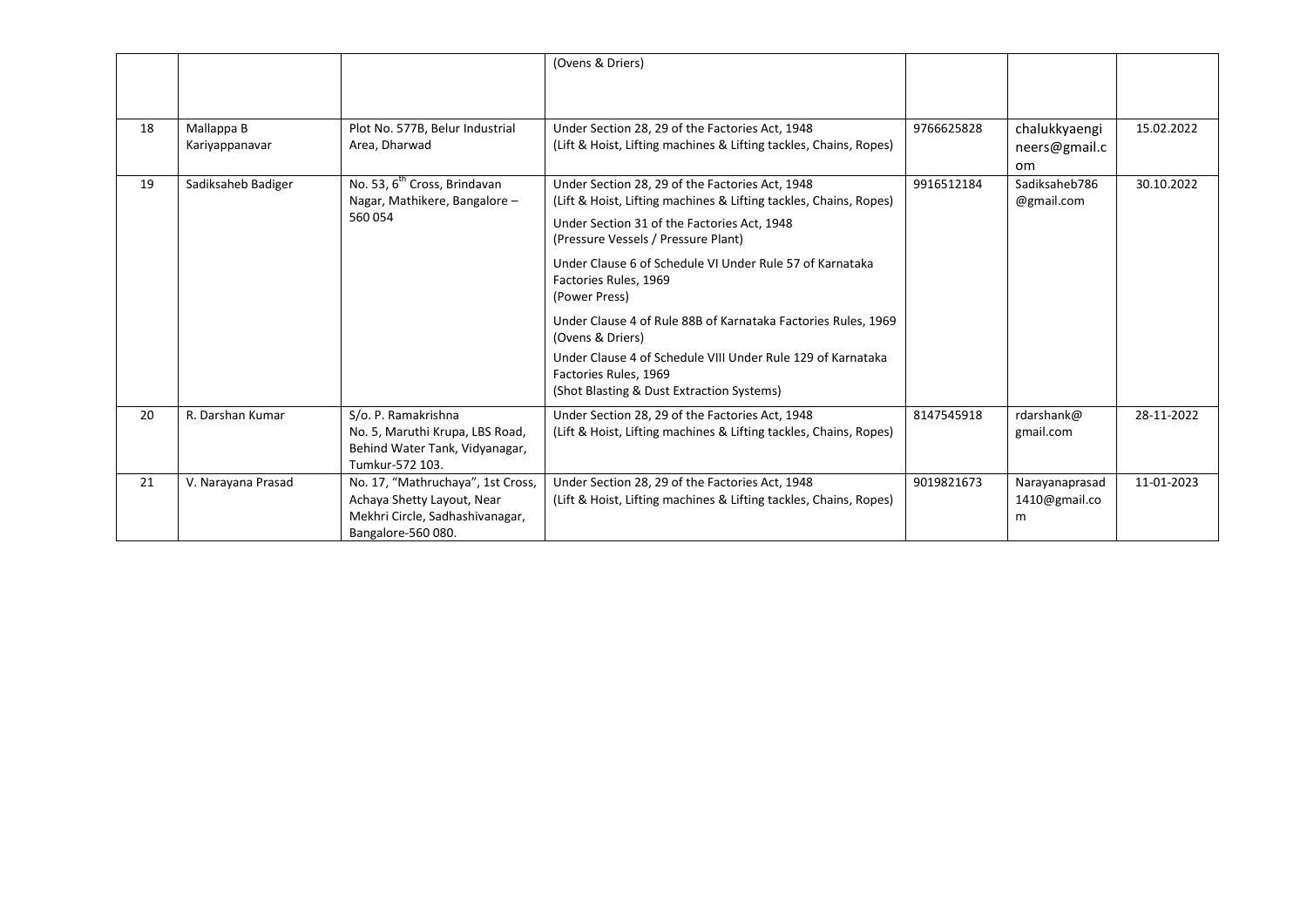| | | | (Ovens & Driers) | | | |
|---|---|---|---|---|---|---|
| 18 | Mallappa B Kariyappanavar | Plot No. 577B, Belur Industrial Area, Dharwad | Under Section 28, 29 of the Factories Act, 1948 (Lift & Hoist, Lifting machines & Lifting tackles, Chains, Ropes) | 9766625828 | chalukkyaengineers@gmail.com | 15.02.2022 |
| 19 | Sadiksaheb Badiger | No. 53, 6[th] Cross, Brindavan Nagar, Mathikere, Bangalore – 560 054 | Under Section 28, 29 of the Factories Act, 1948 (Lift & Hoist, Lifting machines & Lifting tackles, Chains, Ropes)<br>Under Section 31 of the Factories Act, 1948 (Pressure Vessels / Pressure Plant)<br>Under Clause 6 of Schedule VI Under Rule 57 of Karnataka Factories Rules, 1969 (Power Press)<br>Under Clause 4 of Rule 88B of Karnataka Factories Rules, 1969 (Ovens & Driers)<br>Under Clause 4 of Schedule VIII Under Rule 129 of Karnataka Factories Rules, 1969 (Shot Blasting & Dust Extraction Systems) | 9916512184 | Sadiksaheb786@gmail.com | 30.10.2022 |
| 20 | R. Darshan Kumar | S/o. P. Ramakrishna No. 5, Maruthi Krupa, LBS Road, Behind Water Tank, Vidyanagar, Tumkur-572 103. | Under Section 28, 29 of the Factories Act, 1948 (Lift & Hoist, Lifting machines & Lifting tackles, Chains, Ropes) | 8147545918 | rdarshank@gmail.com | 28-11-2022 |
| 21 | V. Narayana Prasad | No. 17, "Mathruchaya", 1st Cross, Achaya Shetty Layout, Near Mekhri Circle, Sadhashivanagar, Bangalore-560 080. | Under Section 28, 29 of the Factories Act, 1948 (Lift & Hoist, Lifting machines & Lifting tackles, Chains, Ropes) | 9019821673 | Narayanaprasad1410@gmail.com | 11-01-2023 |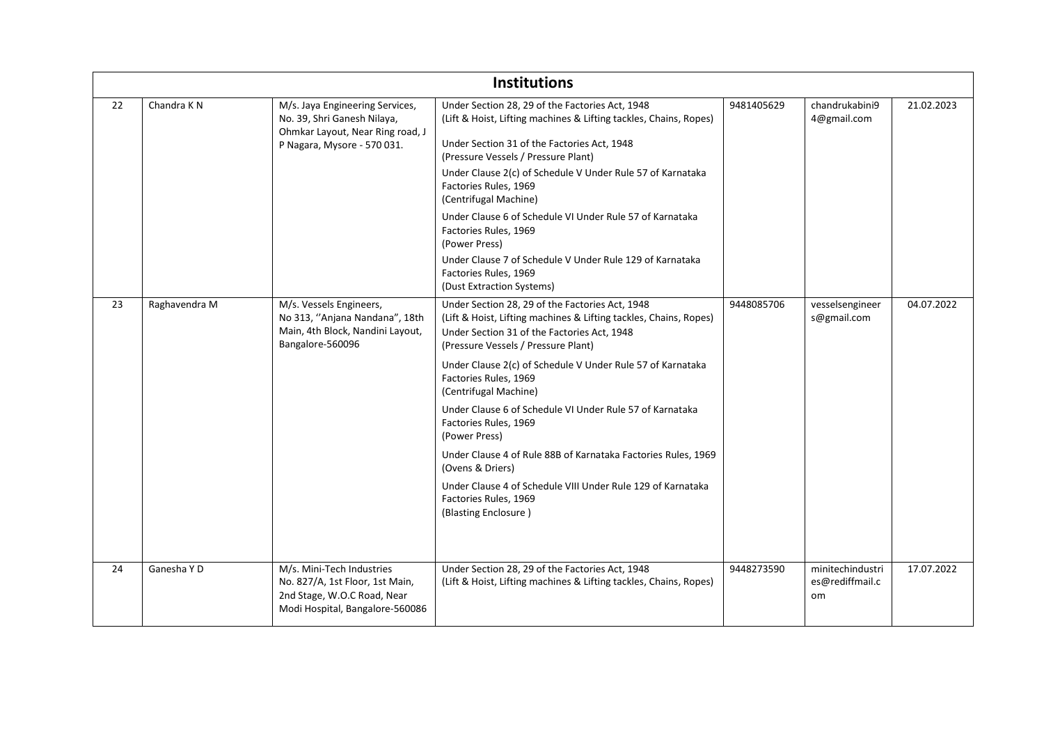| Institutions | | | | | | |
|---|---|---|---|---|---|---|
| 22 | Chandra K N | M/s. Jaya Engineering Services, No. 39, Shri Ganesh Nilaya, Ohmkar Layout, Near Ring road, J P Nagara, Mysore - 570 031. | Under Section 28, 29 of the Factories Act, 1948 (Lift & Hoist, Lifting machines & Lifting tackles, Chains, Ropes)<br><br>Under Section 31 of the Factories Act, 1948 (Pressure Vessels / Pressure Plant)<br><br>Under Clause 2(c) of Schedule V Under Rule 57 of Karnataka Factories Rules, 1969 (Centrifugal Machine)<br><br>Under Clause 6 of Schedule VI Under Rule 57 of Karnataka Factories Rules, 1969 (Power Press)<br><br>Under Clause 7 of Schedule V Under Rule 129 of Karnataka Factories Rules, 1969 (Dust Extraction Systems) | 9481405629 | chandrukabini94@gmail.com | 21.02.2023 |
| 23 | Raghavendra M | M/s. Vessels Engineers, No 313, ''Anjana Nandana", 18th Main, 4th Block, Nandini Layout, Bangalore-560096 | Under Section 28, 29 of the Factories Act, 1948 (Lift & Hoist, Lifting machines & Lifting tackles, Chains, Ropes)<br>Under Section 31 of the Factories Act, 1948 (Pressure Vessels / Pressure Plant)<br><br>Under Clause 2(c) of Schedule V Under Rule 57 of Karnataka Factories Rules, 1969 (Centrifugal Machine)<br><br>Under Clause 6 of Schedule VI Under Rule 57 of Karnataka Factories Rules, 1969 (Power Press)<br><br>Under Clause 4 of Rule 88B of Karnataka Factories Rules, 1969 (Ovens & Driers)<br><br>Under Clause 4 of Schedule VIII Under Rule 129 of Karnataka Factories Rules, 1969 (Blasting Enclosure ) | 9448085706 | vesselsengineers@gmail.com | 04.07.2022 |
| 24 | Ganesha Y D | M/s. Mini-Tech Industries No. 827/A, 1st Floor, 1st Main, 2nd Stage, W.O.C Road, Near Modi Hospital, Bangalore-560086 | Under Section 28, 29 of the Factories Act, 1948 (Lift & Hoist, Lifting machines & Lifting tackles, Chains, Ropes) | 9448273590 | minitechindustries@rediffmail.com | 17.07.2022 |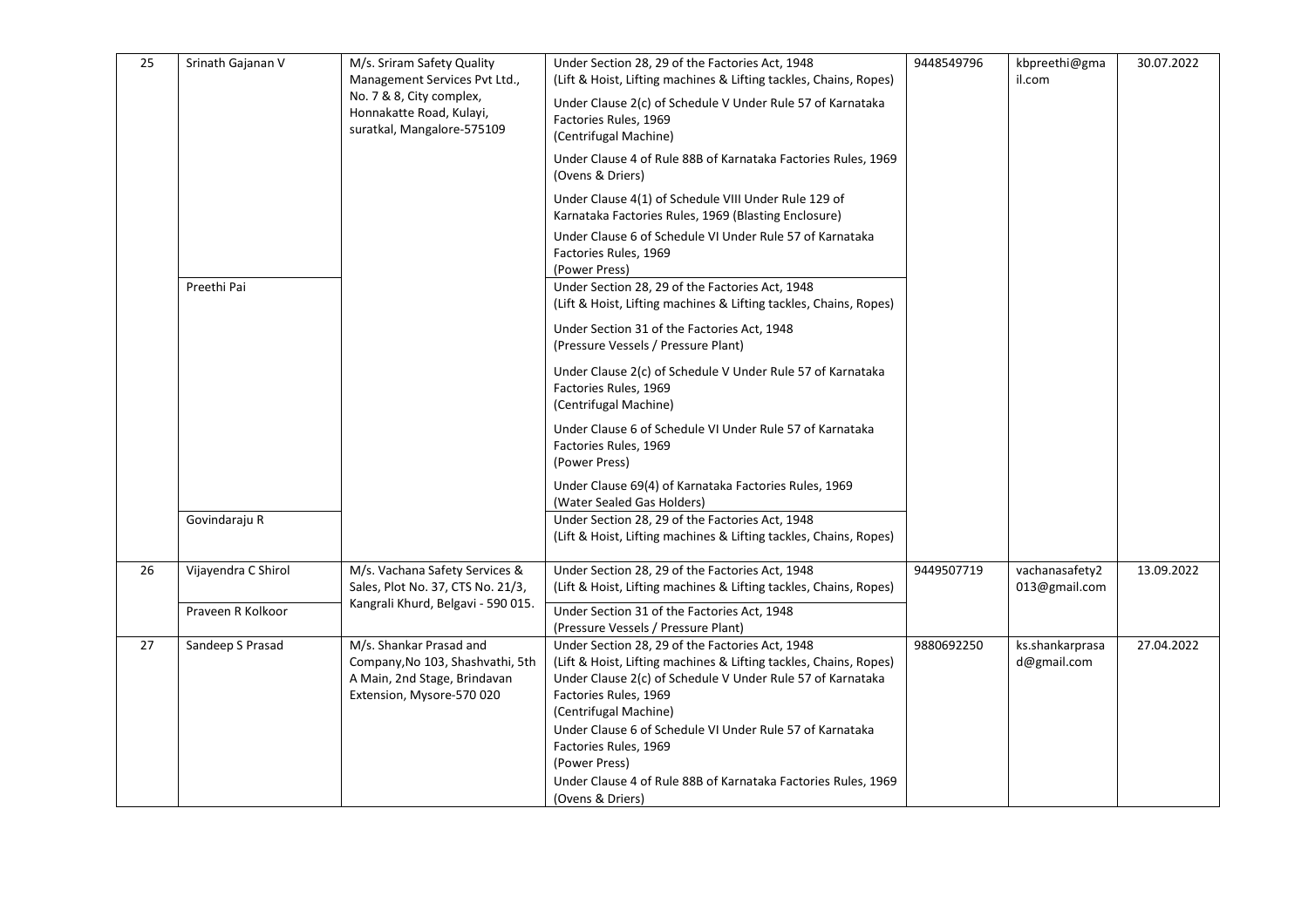| 25 | Srinath Gajanan V | M/s. Sriram Safety Quality Management Services Pvt Ltd., No. 7 & 8, City complex, Honnakatte Road, Kulayi, suratkal, Mangalore-575109 | Under Section 28, 29 of the Factories Act, 1948 (Lift & Hoist, Lifting machines & Lifting tackles, Chains, Ropes)<br>Under Clause 2(c) of Schedule V Under Rule 57 of Karnataka Factories Rules, 1969 (Centrifugal Machine)<br>Under Clause 4 of Rule 88B of Karnataka Factories Rules, 1969 (Ovens & Driers)<br>Under Clause 4(1) of Schedule VIII Under Rule 129 of Karnataka Factories Rules, 1969 (Blasting Enclosure)<br>Under Clause 6 of Schedule VI Under Rule 57 of Karnataka Factories Rules, 1969 (Power Press) | 9448549796 | kbpreethi@gmail.com | 30.07.2022 |
|---|---|---|---|---|---|---|
| | Preethi Pai | | Under Section 28, 29 of the Factories Act, 1948 (Lift & Hoist, Lifting machines & Lifting tackles, Chains, Ropes)<br>Under Section 31 of the Factories Act, 1948 (Pressure Vessels / Pressure Plant)<br>Under Clause 2(c) of Schedule V Under Rule 57 of Karnataka Factories Rules, 1969 (Centrifugal Machine)<br>Under Clause 6 of Schedule VI Under Rule 57 of Karnataka Factories Rules, 1969 (Power Press)<br>Under Clause 69(4) of Karnataka Factories Rules, 1969 (Water Sealed Gas Holders) | | | |
| | Govindaraju R | | Under Section 28, 29 of the Factories Act, 1948 (Lift & Hoist, Lifting machines & Lifting tackles, Chains, Ropes) | | | |
| 26 | Vijayendra C Shirol | M/s. Vachana Safety Services & Sales, Plot No. 37, CTS No. 21/3, Kangrali Khurd, Belgavi - 590 015. | Under Section 28, 29 of the Factories Act, 1948 (Lift & Hoist, Lifting machines & Lifting tackles, Chains, Ropes) | 9449507719 | vachanasafety2013@gmail.com | 13.09.2022 |
| | Praveen R Kolkoor | | Under Section 31 of the Factories Act, 1948 (Pressure Vessels / Pressure Plant) | | | |
| 27 | Sandeep S Prasad | M/s. Shankar Prasad and Company,No 103, Shashvathi, 5th A Main, 2nd Stage, Brindavan Extension, Mysore-570 020 | Under Section 28, 29 of the Factories Act, 1948 (Lift & Hoist, Lifting machines & Lifting tackles, Chains, Ropes)<br>Under Clause 2(c) of Schedule V Under Rule 57 of Karnataka Factories Rules, 1969 (Centrifugal Machine)<br>Under Clause 6 of Schedule VI Under Rule 57 of Karnataka Factories Rules, 1969 (Power Press)<br>Under Clause 4 of Rule 88B of Karnataka Factories Rules, 1969 (Ovens & Driers) | 9880692250 | ks.shankarprasad@gmail.com | 27.04.2022 |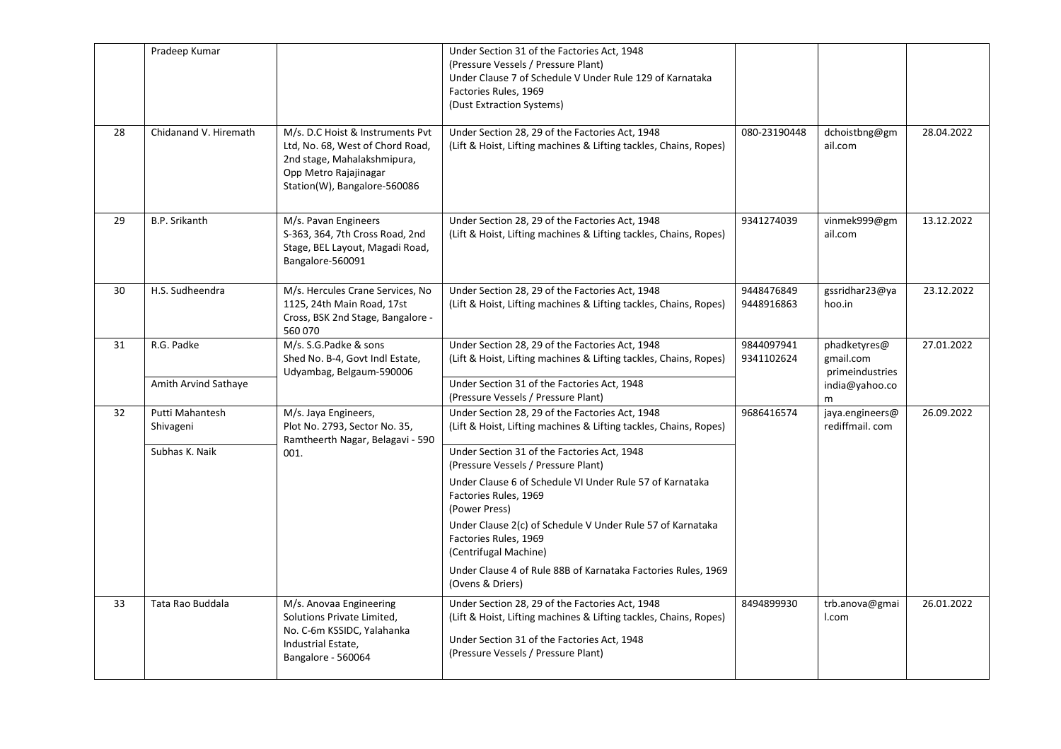|  |  |  |  |  |  |  |
|---|---|---|---|---|---|---|
|  | Pradeep Kumar |  | Under Section 31 of the Factories Act, 1948 (Pressure Vessels / Pressure Plant) Under Clause 7 of Schedule V Under Rule 129 of Karnataka Factories Rules, 1969 (Dust Extraction Systems) |  |  |  |
| 28 | Chidanand V. Hiremath | M/s. D.C Hoist & Instruments Pvt Ltd, No. 68, West of Chord Road, 2nd stage, Mahalakshmipura, Opp Metro Rajajinagar Station(W), Bangalore-560086 | Under Section 28, 29 of the Factories Act, 1948 (Lift & Hoist, Lifting machines & Lifting tackles, Chains, Ropes) | 080-23190448 | dchoistbng@gmail.com | 28.04.2022 |
| 29 | B.P. Srikanth | M/s. Pavan Engineers S-363, 364, 7th Cross Road, 2nd Stage, BEL Layout, Magadi Road, Bangalore-560091 | Under Section 28, 29 of the Factories Act, 1948 (Lift & Hoist, Lifting machines & Lifting tackles, Chains, Ropes) | 9341274039 | vinmek999@gmail.com | 13.12.2022 |
| 30 | H.S. Sudheendra | M/s. Hercules Crane Services, No 1125, 24th Main Road, 17st Cross, BSK 2nd Stage, Bangalore - 560 070 | Under Section 28, 29 of the Factories Act, 1948 (Lift & Hoist, Lifting machines & Lifting tackles, Chains, Ropes) | 9448476849 9448916863 | gssridhar23@yahoo.in | 23.12.2022 |
| 31 | R.G. Padke | M/s. S.G.Padke & sons Shed No. B-4, Govt Indl Estate, Udyambag, Belgaum-590006 | Under Section 28, 29 of the Factories Act, 1948 (Lift & Hoist, Lifting machines & Lifting tackles, Chains, Ropes) | 9844097941 9341102624 | phadketyres@gmail.com primeindustriesindia@yahoo.com | 27.01.2022 |
|  | Amith Arvind Sathaye |  | Under Section 31 of the Factories Act, 1948 (Pressure Vessels / Pressure Plant) |  |  |  |
| 32 | Putti Mahantesh Shivageni | M/s. Jaya Engineers, Plot No. 2793, Sector No. 35, Ramtheerth Nagar, Belagavi - 590 001. | Under Section 28, 29 of the Factories Act, 1948 (Lift & Hoist, Lifting machines & Lifting tackles, Chains, Ropes) | 9686416574 | jaya.engineers@rediffmail. com | 26.09.2022 |
|  | Subhas K. Naik |  | Under Section 31 of the Factories Act, 1948 (Pressure Vessels / Pressure Plant) Under Clause 6 of Schedule VI Under Rule 57 of Karnataka Factories Rules, 1969 (Power Press) Under Clause 2(c) of Schedule V Under Rule 57 of Karnataka Factories Rules, 1969 (Centrifugal Machine) Under Clause 4 of Rule 88B of Karnataka Factories Rules, 1969 (Ovens & Driers) |  |  |  |
| 33 | Tata Rao Buddala | M/s. Anovaa Engineering Solutions Private Limited, No. C-6m KSSIDC, Yalahanka Industrial Estate, Bangalore - 560064 | Under Section 28, 29 of the Factories Act, 1948 (Lift & Hoist, Lifting machines & Lifting tackles, Chains, Ropes) Under Section 31 of the Factories Act, 1948 (Pressure Vessels / Pressure Plant) | 8494899930 | trb.anova@gmail.com | 26.01.2022 |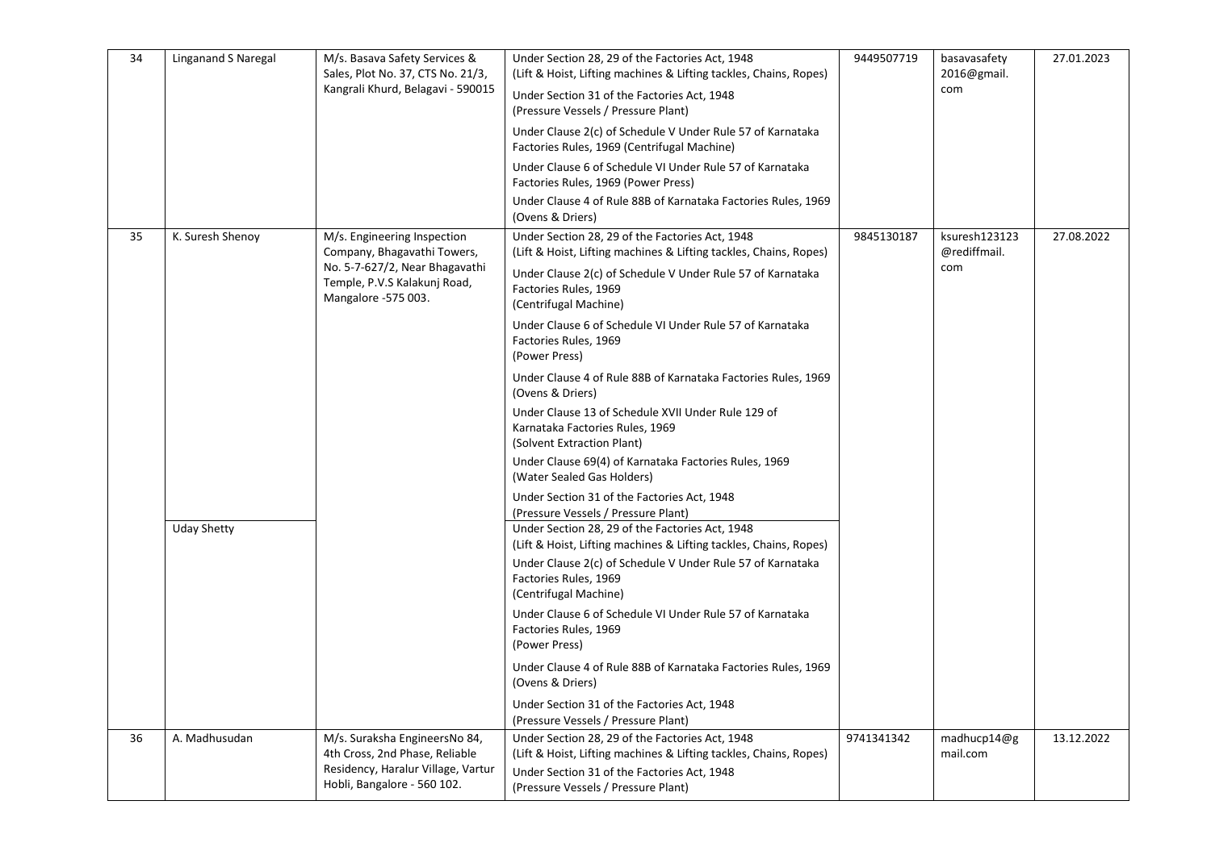| 34 | Linganand S Naregal | M/s. Basava Safety Services & Sales, Plot No. 37, CTS No. 21/3, Kangrali Khurd, Belagavi - 590015 | Under Section 28, 29 of the Factories Act, 1948 (Lift & Hoist, Lifting machines & Lifting tackles, Chains, Ropes)<br>Under Section 31 of the Factories Act, 1948 (Pressure Vessels / Pressure Plant)<br>Under Clause 2(c) of Schedule V Under Rule 57 of Karnataka Factories Rules, 1969 (Centrifugal Machine)<br>Under Clause 6 of Schedule VI Under Rule 57 of Karnataka Factories Rules, 1969 (Power Press)<br>Under Clause 4 of Rule 88B of Karnataka Factories Rules, 1969 (Ovens & Driers) | 9449507719 | basavasafety 2016@gmail.com | 27.01.2023 |
|---|---|---|---|---|---|---|
| 35 | K. Suresh Shenoy | M/s. Engineering Inspection Company, Bhagavathi Towers, No. 5-7-627/2, Near Bhagavathi Temple, P.V.S Kalakunj Road, Mangalore -575 003. | Under Section 28, 29 of the Factories Act, 1948 (Lift & Hoist, Lifting machines & Lifting tackles, Chains, Ropes)<br>Under Clause 2(c) of Schedule V Under Rule 57 of Karnataka Factories Rules, 1969 (Centrifugal Machine)<br>Under Clause 6 of Schedule VI Under Rule 57 of Karnataka Factories Rules, 1969 (Power Press)<br>Under Clause 4 of Rule 88B of Karnataka Factories Rules, 1969 (Ovens & Driers)<br>Under Clause 13 of Schedule XVII Under Rule 129 of Karnataka Factories Rules, 1969 (Solvent Extraction Plant)<br>Under Clause 69(4) of Karnataka Factories Rules, 1969 (Water Sealed Gas Holders)<br>Under Section 31 of the Factories Act, 1948 (Pressure Vessels / Pressure Plant) | 9845130187 | ksuresh123123 @rediffmail.com | 27.08.2022 |
| | Uday Shetty | | Under Section 28, 29 of the Factories Act, 1948 (Lift & Hoist, Lifting machines & Lifting tackles, Chains, Ropes)<br>Under Clause 2(c) of Schedule V Under Rule 57 of Karnataka Factories Rules, 1969 (Centrifugal Machine)<br>Under Clause 6 of Schedule VI Under Rule 57 of Karnataka Factories Rules, 1969 (Power Press)<br>Under Clause 4 of Rule 88B of Karnataka Factories Rules, 1969 (Ovens & Driers)<br>Under Section 31 of the Factories Act, 1948 (Pressure Vessels / Pressure Plant) | | | |
| 36 | A. Madhusudan | M/s. Suraksha EngineersNo 84, 4th Cross, 2nd Phase, Reliable Residency, Haralur Village, Vartur Hobli, Bangalore - 560 102. | Under Section 28, 29 of the Factories Act, 1948 (Lift & Hoist, Lifting machines & Lifting tackles, Chains, Ropes)<br>Under Section 31 of the Factories Act, 1948 (Pressure Vessels / Pressure Plant) | 9741341342 | madhucp14@gmail.com | 13.12.2022 |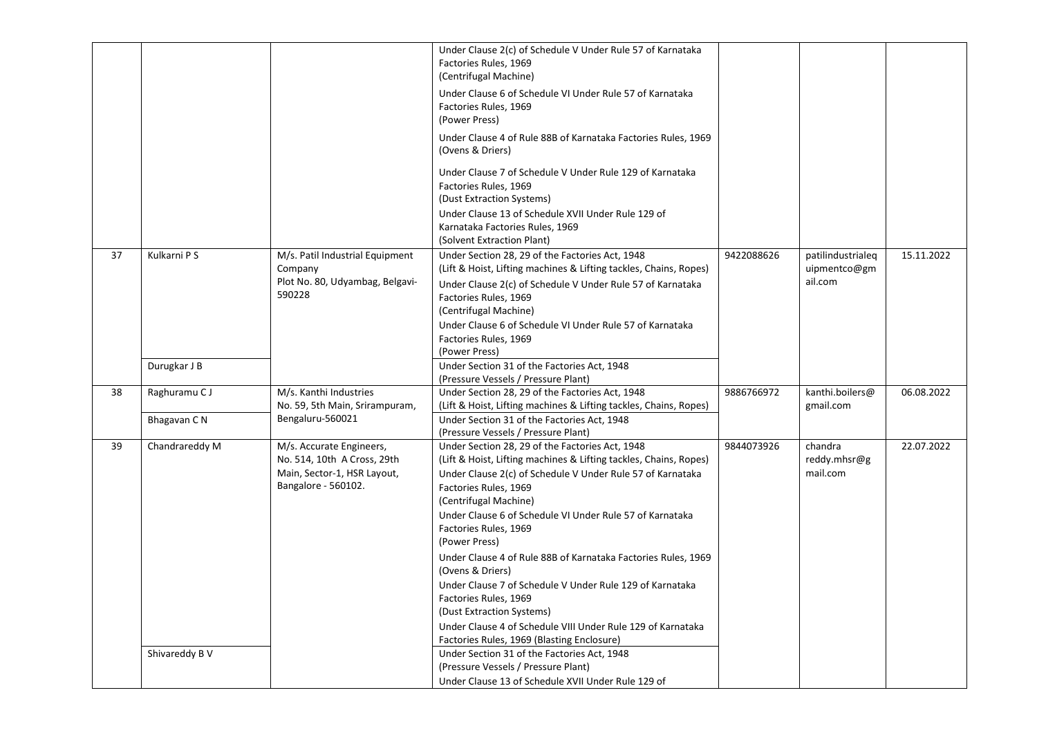| | | | Under Clause 2(c) of Schedule V Under Rule 57 of Karnataka Factories Rules, 1969 (Centrifugal Machine)<br>Under Clause 6 of Schedule VI Under Rule 57 of Karnataka Factories Rules, 1969 (Power Press)<br>Under Clause 4 of Rule 88B of Karnataka Factories Rules, 1969 (Ovens & Driers)<br>Under Clause 7 of Schedule V Under Rule 129 of Karnataka Factories Rules, 1969 (Dust Extraction Systems)<br>Under Clause 13 of Schedule XVII Under Rule 129 of Karnataka Factories Rules, 1969 (Solvent Extraction Plant) | | | |
|---|---|---|---|---|---|---|
| 37 | Kulkarni P S | M/s. Patil Industrial Equipment Company<br>Plot No. 80, Udyambag, Belgavi-590228 | Under Section 28, 29 of the Factories Act, 1948 (Lift & Hoist, Lifting machines & Lifting tackles, Chains, Ropes)<br>Under Clause 2(c) of Schedule V Under Rule 57 of Karnataka Factories Rules, 1969 (Centrifugal Machine)<br>Under Clause 6 of Schedule VI Under Rule 57 of Karnataka Factories Rules, 1969 (Power Press) | 9422088626 | patilindustrialequipmentco@gmail.com | 15.11.2022 |
| | Durugkar J B | | Under Section 31 of the Factories Act, 1948 (Pressure Vessels / Pressure Plant) | | | |
| 38 | Raghuramu C J | M/s. Kanthi Industries<br>No. 59, 5th Main, Srirampuram, Bengaluru-560021 | Under Section 28, 29 of the Factories Act, 1948 (Lift & Hoist, Lifting machines & Lifting tackles, Chains, Ropes) | 9886766972 | kanthi.boilers@gmail.com | 06.08.2022 |
| | Bhagavan C N | | Under Section 31 of the Factories Act, 1948 (Pressure Vessels / Pressure Plant) | | | |
| 39 | Chandrareddy M | M/s. Accurate Engineers,<br>No. 514, 10th A Cross, 29th Main, Sector-1, HSR Layout, Bangalore - 560102. | Under Section 28, 29 of the Factories Act, 1948 (Lift & Hoist, Lifting machines & Lifting tackles, Chains, Ropes)<br>Under Clause 2(c) of Schedule V Under Rule 57 of Karnataka Factories Rules, 1969 (Centrifugal Machine)<br>Under Clause 6 of Schedule VI Under Rule 57 of Karnataka Factories Rules, 1969 (Power Press)<br>Under Clause 4 of Rule 88B of Karnataka Factories Rules, 1969 (Ovens & Driers)<br>Under Clause 7 of Schedule V Under Rule 129 of Karnataka Factories Rules, 1969 (Dust Extraction Systems)<br>Under Clause 4 of Schedule VIII Under Rule 129 of Karnataka Factories Rules, 1969 (Blasting Enclosure) | 9844073926 | chandra reddy.mhsr@gmail.com | 22.07.2022 |
| | Shivareddy B V | | Under Section 31 of the Factories Act, 1948 (Pressure Vessels / Pressure Plant)<br>Under Clause 13 of Schedule XVII Under Rule 129 of | | | |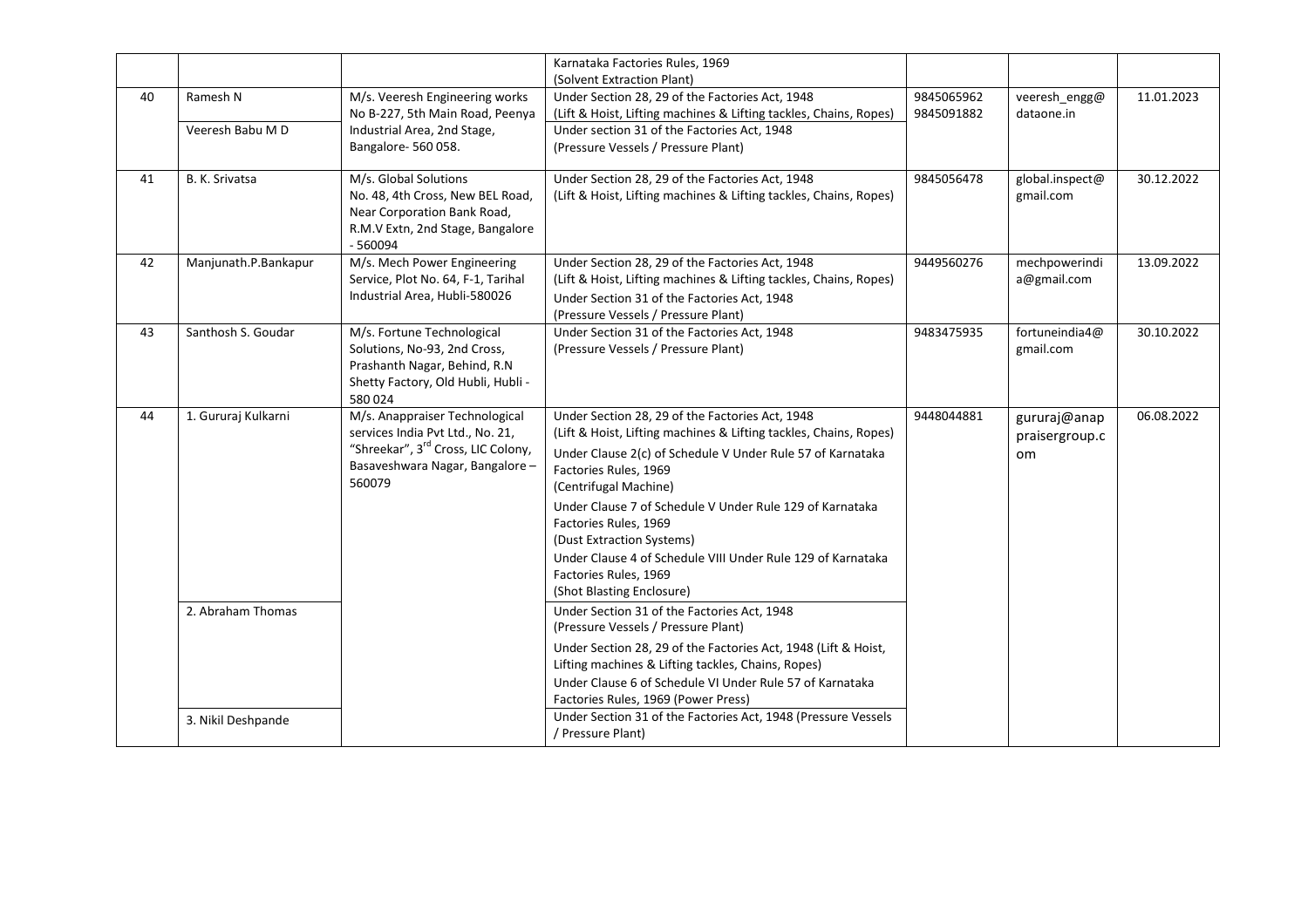|  |  |  | Karnataka Factories Rules, 1969 (Solvent Extraction Plant) |  |  |  |
|---|---|---|---|---|---|---|
| 40 | Ramesh N<br>Veeresh Babu M D | M/s. Veeresh Engineering works No B-227, 5th Main Road, Peenya Industrial Area, 2nd Stage, Bangalore- 560 058. | Under Section 28, 29 of the Factories Act, 1948 (Lift & Hoist, Lifting machines & Lifting tackles, Chains, Ropes)<br>Under section 31 of the Factories Act, 1948 (Pressure Vessels / Pressure Plant) | 9845065962<br>9845091882 | veeresh_engg@dataone.in | 11.01.2023 |
| 41 | B. K. Srivatsa | M/s. Global Solutions No. 48, 4th Cross, New BEL Road, Near Corporation Bank Road, R.M.V Extn, 2nd Stage, Bangalore - 560094 | Under Section 28, 29 of the Factories Act, 1948 (Lift & Hoist, Lifting machines & Lifting tackles, Chains, Ropes) | 9845056478 | global.inspect@gmail.com | 30.12.2022 |
| 42 | Manjunath.P.Bankapur | M/s. Mech Power Engineering Service, Plot No. 64, F-1, Tarihal Industrial Area, Hubli-580026 | Under Section 28, 29 of the Factories Act, 1948 (Lift & Hoist, Lifting machines & Lifting tackles, Chains, Ropes)<br>Under Section 31 of the Factories Act, 1948 (Pressure Vessels / Pressure Plant) | 9449560276 | mechpowerindia@gmail.com | 13.09.2022 |
| 43 | Santhosh S. Goudar | M/s. Fortune Technological Solutions, No-93, 2nd Cross, Prashanth Nagar, Behind, R.N Shetty Factory, Old Hubli, Hubli - 580 024 | Under Section 31 of the Factories Act, 1948 (Pressure Vessels / Pressure Plant) | 9483475935 | fortuneindia4@gmail.com | 30.10.2022 |
| 44 | 1. Gururaj Kulkarni | M/s. Anappraiser Technological services India Pvt Ltd., No. 21, "Shreekar", 3rd Cross, LIC Colony, Basaveshwara Nagar, Bangalore – 560079 | Under Section 28, 29 of the Factories Act, 1948 (Lift & Hoist, Lifting machines & Lifting tackles, Chains, Ropes)<br>Under Clause 2(c) of Schedule V Under Rule 57 of Karnataka Factories Rules, 1969 (Centrifugal Machine)<br>Under Clause 7 of Schedule V Under Rule 129 of Karnataka Factories Rules, 1969 (Dust Extraction Systems)<br>Under Clause 4 of Schedule VIII Under Rule 129 of Karnataka Factories Rules, 1969 (Shot Blasting Enclosure) | 9448044881 | gururaj@anappraisergroup.com | 06.08.2022 |
|  | 2. Abraham Thomas |  | Under Section 31 of the Factories Act, 1948 (Pressure Vessels / Pressure Plant)<br>Under Section 28, 29 of the Factories Act, 1948 (Lift & Hoist, Lifting machines & Lifting tackles, Chains, Ropes)<br>Under Clause 6 of Schedule VI Under Rule 57 of Karnataka Factories Rules, 1969 (Power Press) |  |  |  |
|  | 3. Nikil Deshpande |  | Under Section 31 of the Factories Act, 1948 (Pressure Vessels / Pressure Plant) |  |  |  |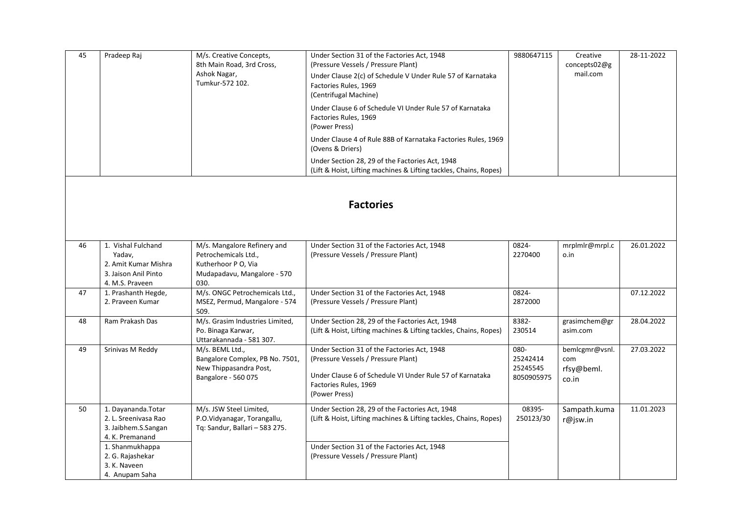| 45 | Pradeep Raj | M/s. Creative Concepts, 8th Main Road, 3rd Cross, Ashok Nagar, Tumkur-572 102. | Under Section 31 of the Factories Act, 1948 (Pressure Vessels / Pressure Plant)<br>Under Clause 2(c) of Schedule V Under Rule 57 of Karnataka Factories Rules, 1969 (Centrifugal Machine)<br>Under Clause 6 of Schedule VI Under Rule 57 of Karnataka Factories Rules, 1969 (Power Press)<br>Under Clause 4 of Rule 88B of Karnataka Factories Rules, 1969 (Ovens & Driers)<br>Under Section 28, 29 of the Factories Act, 1948 (Lift & Hoist, Lifting machines & Lifting tackles, Chains, Ropes) | 9880647115 | Creative concepts02@gmail.com | 28-11-2022 |
|---|---|---|---|---|---|---|

## Factories

| 46 | 1. Vishal Fulchand Yadav,<br>2. Amit Kumar Mishra<br>3. Jaison Anil Pinto<br>4. M.S. Praveen | M/s. Mangalore Refinery and Petrochemicals Ltd., Kutherhoor P O, Via Mudapadavu, Mangalore - 570 030. | Under Section 31 of the Factories Act, 1948 (Pressure Vessels / Pressure Plant) | 0824-2270400 | mrplmlr@mrpl.co.in | 26.01.2022 |
|---|---|---|---|---|---|---|
| 47 | 1. Prashanth Hegde,<br>2. Praveen Kumar | M/s. ONGC Petrochemicals Ltd., MSEZ, Permud, Mangalore - 574 509. | Under Section 31 of the Factories Act, 1948 (Pressure Vessels / Pressure Plant) | 0824-2872000 | | 07.12.2022 |
| 48 | Ram Prakash Das | M/s. Grasim Industries Limited, Po. Binaga Karwar, Uttarakannada - 581 307. | Under Section 28, 29 of the Factories Act, 1948 (Lift & Hoist, Lifting machines & Lifting tackles, Chains, Ropes) | 8382-230514 | grasimchem@grasim.com | 28.04.2022 |
| 49 | Srinivas M Reddy | M/s. BEML Ltd., Bangalore Complex, PB No. 7501, New Thippasandra Post, Bangalore - 560 075 | Under Section 31 of the Factories Act, 1948 (Pressure Vessels / Pressure Plant)<br>Under Clause 6 of Schedule VI Under Rule 57 of Karnataka Factories Rules, 1969 (Power Press) | 080-25242414<br>25245545<br>8050905975 | bemlcgmr@vsnl.com<br>rfsy@beml.co.in | 27.03.2022 |
| 50 | 1. Dayananda.Totar<br>2. L. Sreenivasa Rao<br>3. Jaibhem.S.Sangan<br>4. K. Premanand | M/s. JSW Steel Limited, P.O.Vidyanagar, Torangallu, Tq: Sandur, Ballari – 583 275. | Under Section 28, 29 of the Factories Act, 1948 (Lift & Hoist, Lifting machines & Lifting tackles, Chains, Ropes) | 08395-250123/30 | Sampath.kumar@jsw.in | 11.01.2023 |
| | 1. Shanmukhappa<br>2. G. Rajashekar<br>3. K. Naveen<br>4. Anupam Saha | | Under Section 31 of the Factories Act, 1948 (Pressure Vessels / Pressure Plant) | | | |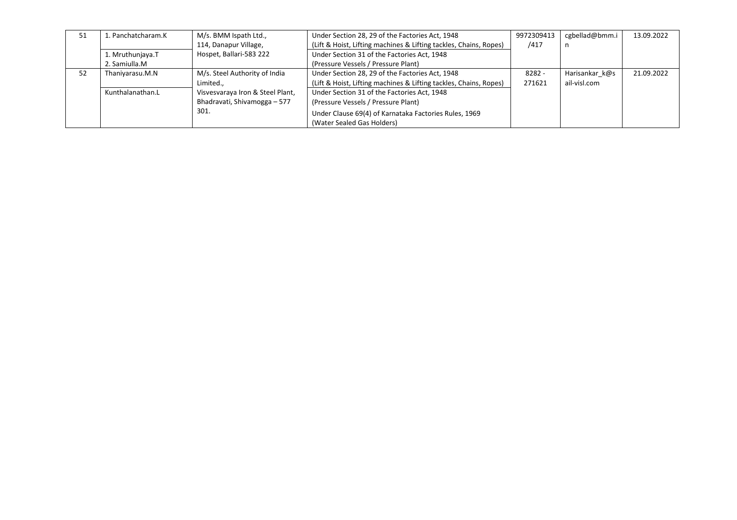| | | | | | | |
|---|---|---|---|---|---|---|
| 51 | 1. Panchatcharam.K | M/s. BMM Ispath Ltd., 114, Danapur Village, Hospet, Ballari-583 222 | Under Section 28, 29 of the Factories Act, 1948 (Lift & Hoist, Lifting machines & Lifting tackles, Chains, Ropes) | 9972309413 /417 | cgbellad@bmm.in | 13.09.2022 |
| | 1. Mruthunjaya.T 2. Samiulla.M | | Under Section 31 of the Factories Act, 1948 (Pressure Vessels / Pressure Plant) | | | |
| 52 | Thaniyarasu.M.N | M/s. Steel Authority of India Limited., Visvesvaraya Iron & Steel Plant, Bhadravati, Shivamogga – 577 301. | Under Section 28, 29 of the Factories Act, 1948 (Lift & Hoist, Lifting machines & Lifting tackles, Chains, Ropes) | 8282 - 271621 | Harisankar_k@sail-visl.com | 21.09.2022 |
| | Kunthalanathan.L | | Under Section 31 of the Factories Act, 1948 (Pressure Vessels / Pressure Plant) Under Clause 69(4) of Karnataka Factories Rules, 1969 (Water Sealed Gas Holders) | | | |